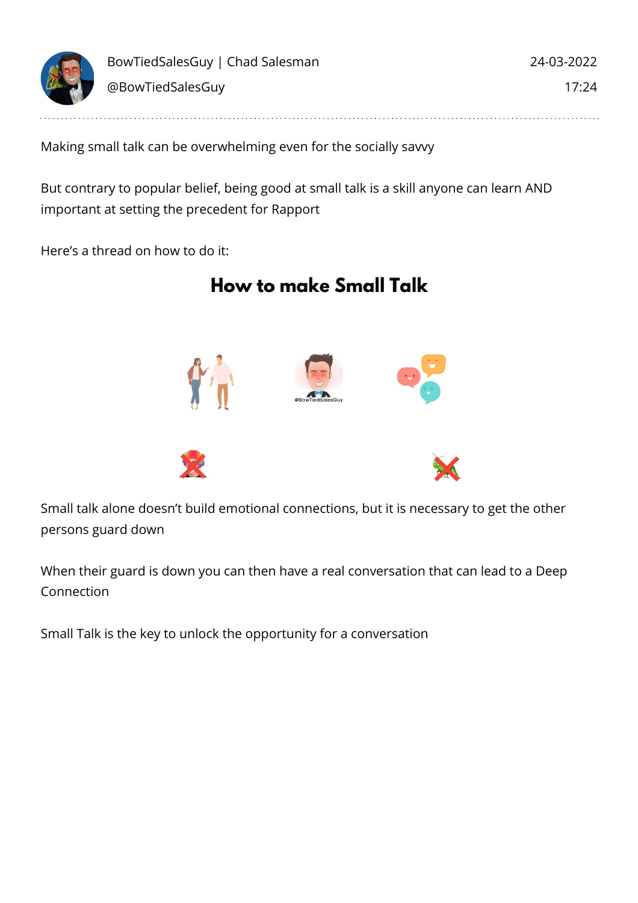BowTiedSalesGuy | Chad Salesman

@BowTiedSalesGuy

24-03-2022

17:24

Making small talk can be overwhelming even for the socially savvy

But contrary to popular belief, being good at small talk is a skill anyone can learn AND important at setting the precedent for Rapport

Here's a thread on how to do it:

## How to make Small Talk

Small talk alone doesn't build emotional connections, but it is necessary to get the other persons guard down

When their guard is down you can then have a real conversation that can lead to a Deep Connection

Small Talk is the key to unlock the opportunity for a conversation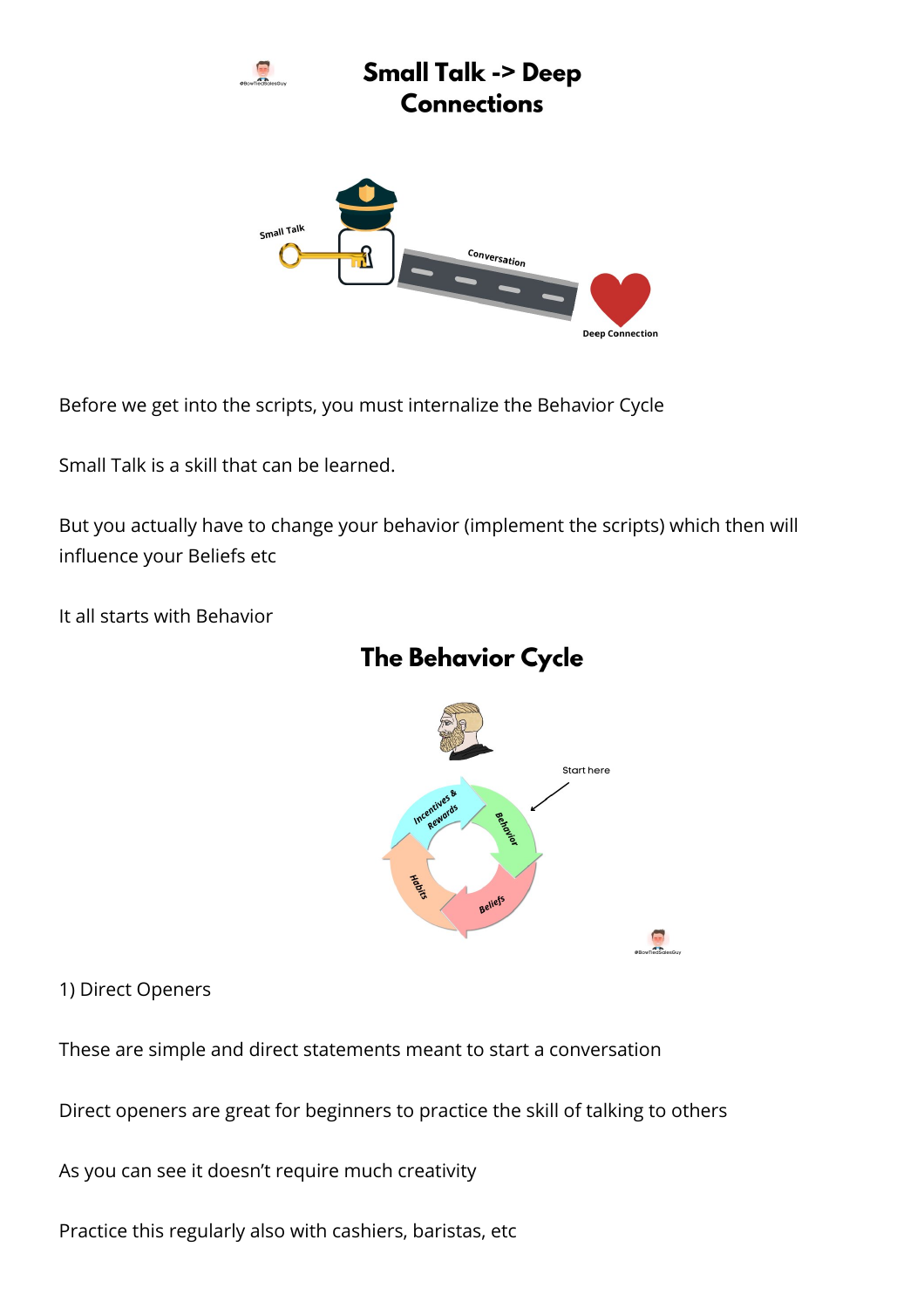## Small Talk -> Deep Connections

Before we get into the scripts, you must internalize the Behavior Cycle

Small Talk is a skill that can be learned.

But you actually have to change your behavior (implement the scripts) which then will influence your Beliefs etc

It all starts with Behavior

## The Behavior Cycle

1) Direct Openers

These are simple and direct statements meant to start a conversation

Direct openers are great for beginners to practice the skill of talking to others

As you can see it doesn't require much creativity

Practice this regularly also with cashiers, baristas, etc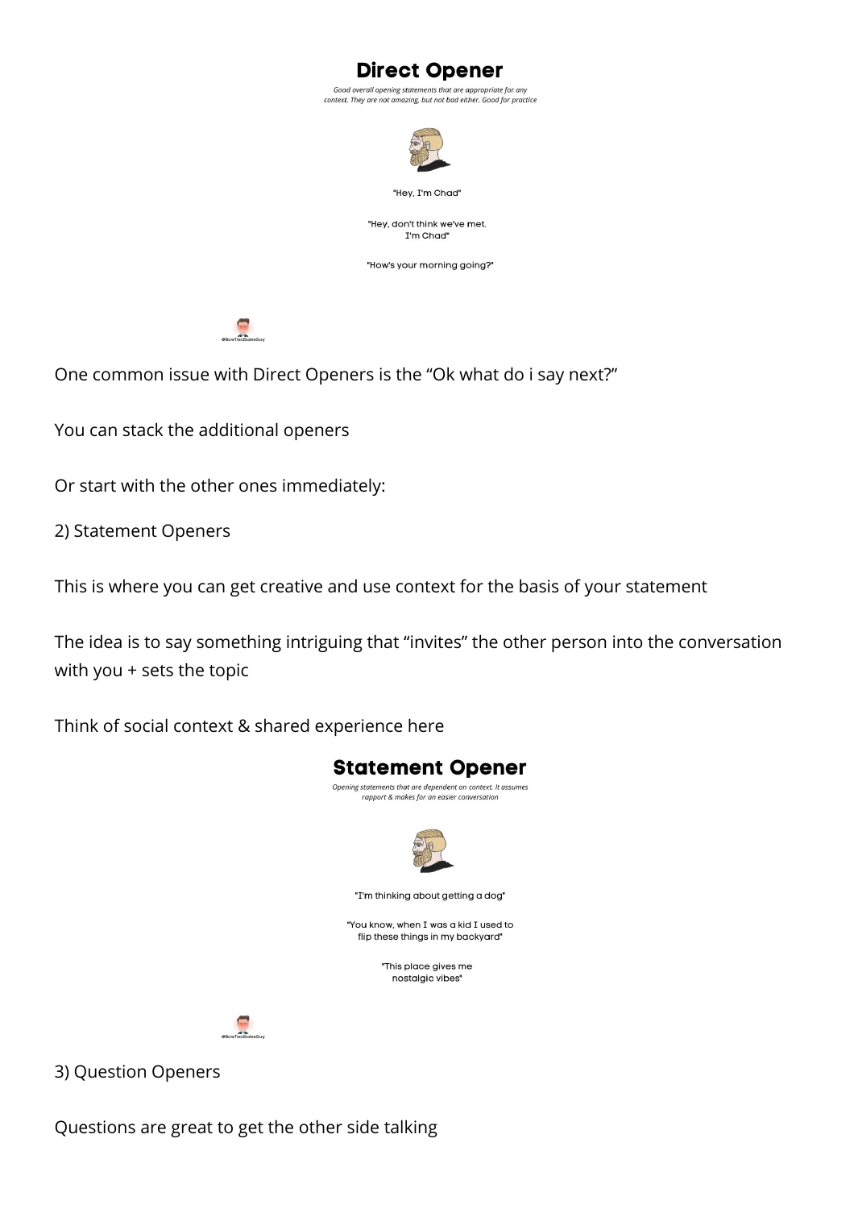## Direct Opener

*Good overall opening statements that are appropriate for any context. They are not amazing, but not bad either. Good for practice*

"Hey, I'm Chad"

"Hey, don't think we've met. I'm Chad"

"How's your morning going?"

@BowTiedSalesGuy

One common issue with Direct Openers is the "Ok what do i say next?"

You can stack the additional openers

Or start with the other ones immediately:

2) Statement Openers

This is where you can get creative and use context for the basis of your statement

The idea is to say something intriguing that "invites" the other person into the conversation with you + sets the topic

Think of social context & shared experience here

## Statement Opener

*Opening statements that are dependent on context. It assumes rapport & makes for an easier conversation*

"I'm thinking about getting a dog"

"You know, when I was a kid I used to flip these things in my backyard"

"This place gives me nostalgic vibes"

@BowTiedSalesGuy

3) Question Openers

Questions are great to get the other side talking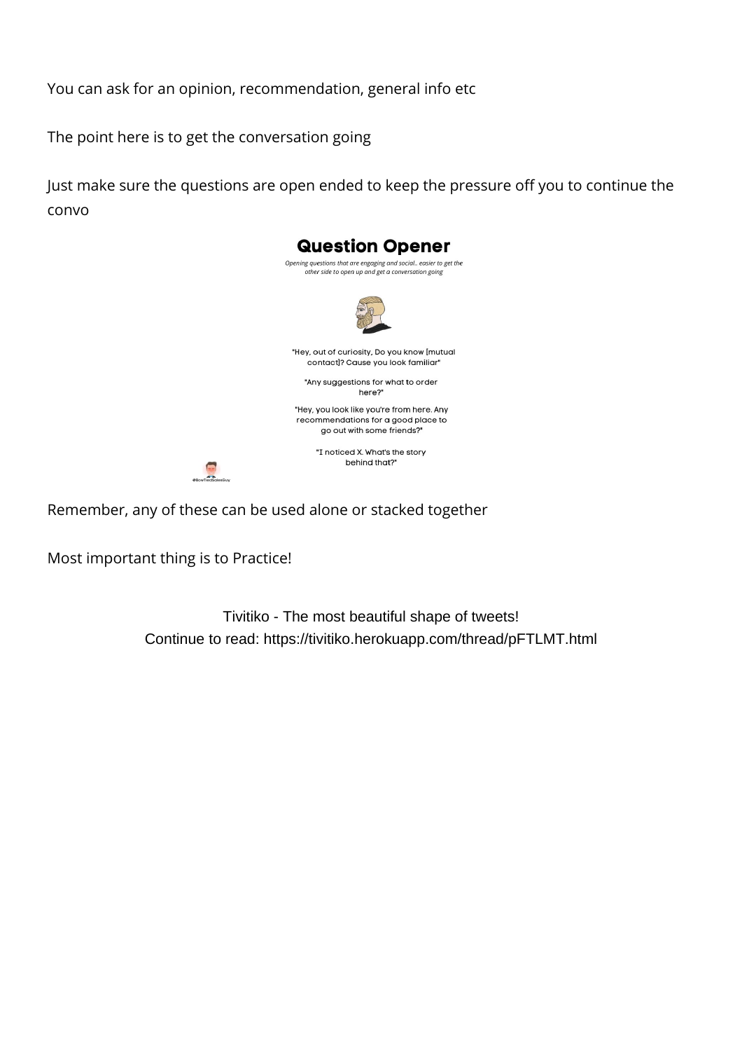You can ask for an opinion, recommendation, general info etc

The point here is to get the conversation going

Just make sure the questions are open ended to keep the pressure off you to continue the convo

## Question Opener

*Opening questions that are engaging and social.. easier to get the other side to open up and get a conversation going*

"Hey, out of curiosity, Do you know [mutual contact]? Cause you look familiar"

"Any suggestions for what to order here?"

"Hey, you look like you're from here. Any recommendations for a good place to go out with some friends?"

"I noticed X. What's the story behind that?"

@BowTiedSalesGuy

Remember, any of these can be used alone or stacked together

Most important thing is to Practice!

Tivitiko - The most beautiful shape of tweets!
Continue to read: https://tivitiko.herokuapp.com/thread/pFTLMT.html